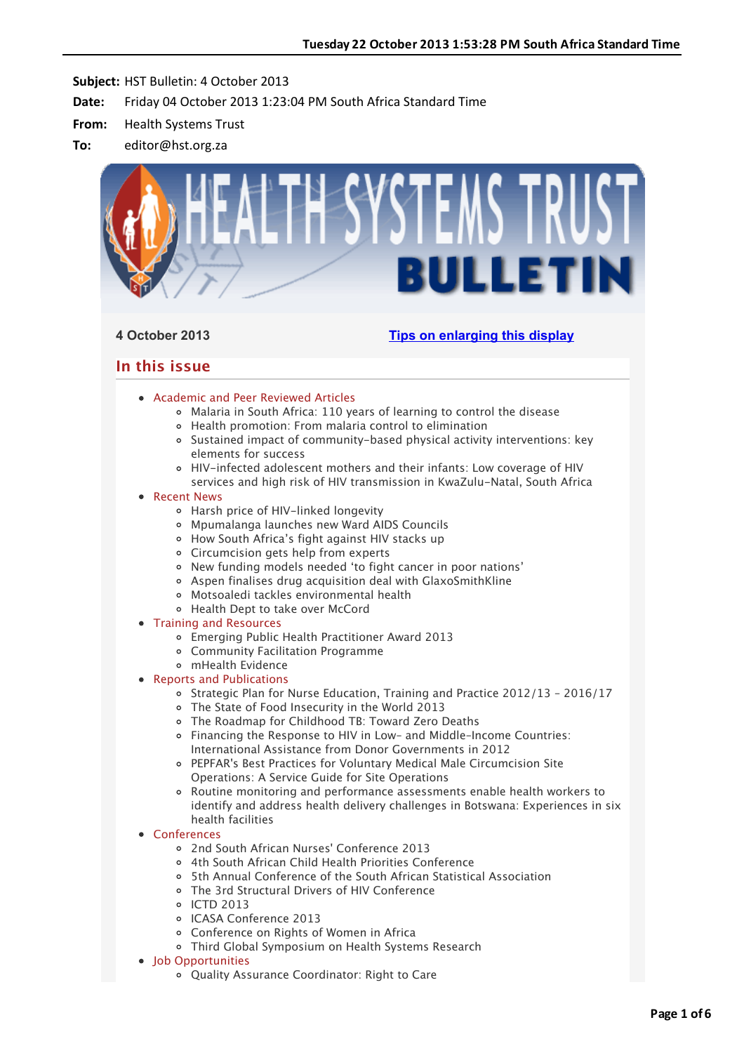**Subject:** HST Bulletin: 4 October 2013

**Date:** Friday 04 October 2013 1:23:04 PM South Africa Standard Time

**From:** Health Systems Trust

**To:** editor@hst.org.za

# HEALTH SYSTEMS TRUST BULLETIN

**4 October 2013** [Tips on enlarging this display]

## In this issue

- Academic and Peer Reviewed Articles
  - Malaria in South Africa: 110 years of learning to control the disease
  - Health promotion: From malaria control to elimination
  - Sustained impact of community-based physical activity interventions: key elements for success
  - HIV-infected adolescent mothers and their infants: Low coverage of HIV services and high risk of HIV transmission in KwaZulu-Natal, South Africa
- Recent News
  - Harsh price of HIV-linked longevity
  - Mpumalanga launches new Ward AIDS Councils
  - How South Africa's fight against HIV stacks up
  - Circumcision gets help from experts
  - New funding models needed 'to fight cancer in poor nations'
  - Aspen finalises drug acquisition deal with GlaxoSmithKline
  - Motsoaledi tackles environmental health
  - Health Dept to take over McCord
- Training and Resources
  - Emerging Public Health Practitioner Award 2013
  - Community Facilitation Programme
  - mHealth Evidence
- Reports and Publications
  - Strategic Plan for Nurse Education, Training and Practice 2012/13 - 2016/17
  - The State of Food Insecurity in the World 2013
  - The Roadmap for Childhood TB: Toward Zero Deaths
  - Financing the Response to HIV in Low- and Middle-Income Countries: International Assistance from Donor Governments in 2012
  - PEPFAR's Best Practices for Voluntary Medical Male Circumcision Site Operations: A Service Guide for Site Operations
  - Routine monitoring and performance assessments enable health workers to identify and address health delivery challenges in Botswana: Experiences in six health facilities
- Conferences
  - 2nd South African Nurses' Conference 2013
  - 4th South African Child Health Priorities Conference
  - 5th Annual Conference of the South African Statistical Association
  - The 3rd Structural Drivers of HIV Conference
  - ICTD 2013
  - ICASA Conference 2013
  - Conference on Rights of Women in Africa
  - Third Global Symposium on Health Systems Research
- Job Opportunities
  - Quality Assurance Coordinator: Right to Care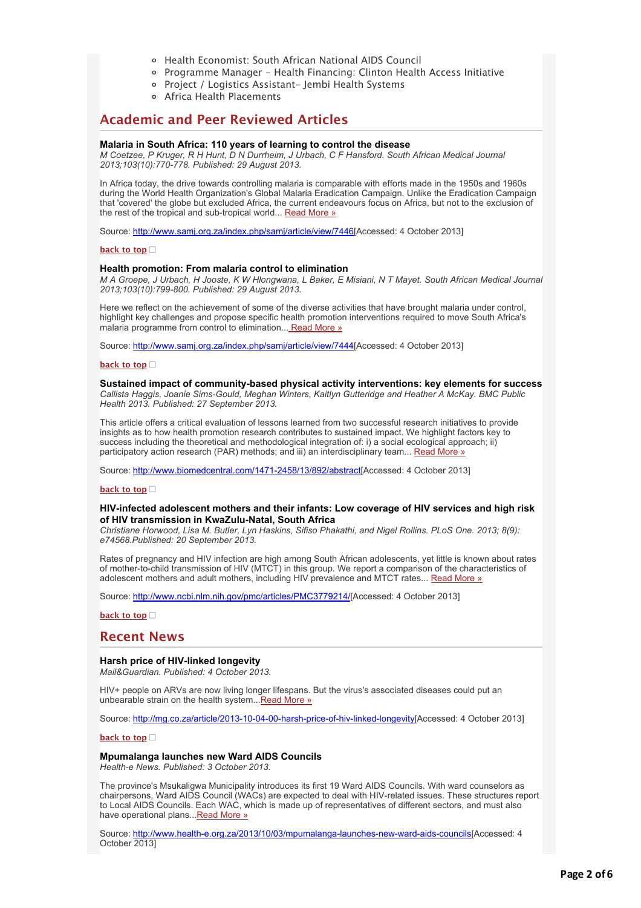- Health Economist: South African National AIDS Council
- Programme Manager - Health Financing: Clinton Health Access Initiative
- Project / Logistics Assistant- Jembi Health Systems
- Africa Health Placements

## Academic and Peer Reviewed Articles

**Malaria in South Africa: 110 years of learning to control the disease**
*M Coetzee, P Kruger, R H Hunt, D N Durrheim, J Urbach, C F Hansford. South African Medical Journal 2013;103(10):770-778. Published: 29 August 2013.*

In Africa today, the drive towards controlling malaria is comparable with efforts made in the 1950s and 1960s during the World Health Organization's Global Malaria Eradication Campaign. Unlike the Eradication Campaign that 'covered' the globe but excluded Africa, the current endeavours focus on Africa, but not to the exclusion of the rest of the tropical and sub-tropical world... Read More »

Source: http://www.samj.org.za/index.php/samj/article/view/7446[Accessed: 4 October 2013]

back to top

**Health promotion: From malaria control to elimination**
*M A Groepe, J Urbach, H Jooste, K W Hlongwana, L Baker, E Misiani, N T Mayet. South African Medical Journal 2013;103(10):799-800. Published: 29 August 2013.*

Here we reflect on the achievement of some of the diverse activities that have brought malaria under control, highlight key challenges and propose specific health promotion interventions required to move South Africa's malaria programme from control to elimination... Read More »

Source: http://www.samj.org.za/index.php/samj/article/view/7444[Accessed: 4 October 2013]

back to top

**Sustained impact of community-based physical activity interventions: key elements for success**
*Callista Haggis, Joanie Sims-Gould, Meghan Winters, Kaitlyn Gutteridge and Heather A McKay. BMC Public Health 2013. Published: 27 September 2013.*

This article offers a critical evaluation of lessons learned from two successful research initiatives to provide insights as to how health promotion research contributes to sustained impact. We highlight factors key to success including the theoretical and methodological integration of: i) a social ecological approach; ii) participatory action research (PAR) methods; and iii) an interdisciplinary team... Read More »

Source: http://www.biomedcentral.com/1471-2458/13/892/abstract[Accessed: 4 October 2013]

back to top

**HIV-infected adolescent mothers and their infants: Low coverage of HIV services and high risk of HIV transmission in KwaZulu-Natal, South Africa**
*Christiane Horwood, Lisa M. Butler, Lyn Haskins, Sifiso Phakathi, and Nigel Rollins. PLoS One. 2013; 8(9): e74568.Published: 20 September 2013.*

Rates of pregnancy and HIV infection are high among South African adolescents, yet little is known about rates of mother-to-child transmission of HIV (MTCT) in this group. We report a comparison of the characteristics of adolescent mothers and adult mothers, including HIV prevalence and MTCT rates... Read More »

Source: http://www.ncbi.nlm.nih.gov/pmc/articles/PMC3779214/[Accessed: 4 October 2013]

back to top

## Recent News

**Harsh price of HIV-linked longevity**
*Mail&Guardian. Published: 4 October 2013.*

HIV+ people on ARVs are now living longer lifespans. But the virus's associated diseases could put an unbearable strain on the health system...Read More »

Source: http://mg.co.za/article/2013-10-04-00-harsh-price-of-hiv-linked-longevity[Accessed: 4 October 2013]

back to top

**Mpumalanga launches new Ward AIDS Councils**
*Health-e News. Published: 3 October 2013.*

The province's Msukaligwa Municipality introduces its first 19 Ward AIDS Councils. With ward counselors as chairpersons, Ward AIDS Council (WACs) are expected to deal with HIV-related issues. These structures report to Local AIDS Councils. Each WAC, which is made up of representatives of different sectors, and must also have operational plans...Read More »

Source: http://www.health-e.org.za/2013/10/03/mpumalanga-launches-new-ward-aids-councils[Accessed: 4 October 2013]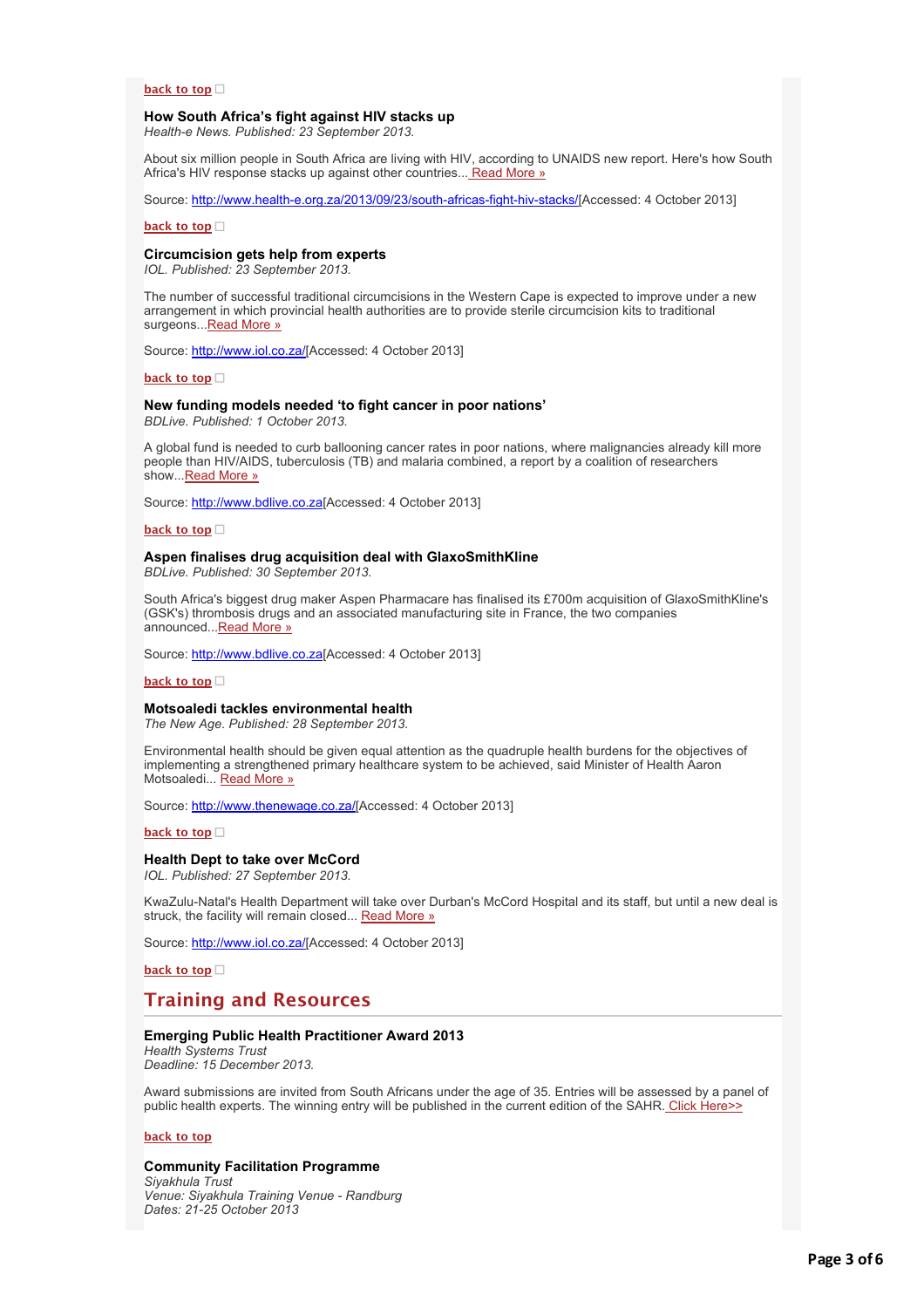**back to top**

### How South Africa's fight against HIV stacks up

*Health-e News. Published: 23 September 2013.*

About six million people in South Africa are living with HIV, according to UNAIDS new report. Here's how South Africa's HIV response stacks up against other countries... Read More »

Source: http://www.health-e.org.za/2013/09/23/south-africas-fight-hiv-stacks/[Accessed: 4 October 2013]

**back to top**

### Circumcision gets help from experts

*IOL. Published: 23 September 2013.*

The number of successful traditional circumcisions in the Western Cape is expected to improve under a new arrangement in which provincial health authorities are to provide sterile circumcision kits to traditional surgeons...Read More »

Source: http://www.iol.co.za/[Accessed: 4 October 2013]

**back to top**

### New funding models needed 'to fight cancer in poor nations'

*BDLive. Published: 1 October 2013.*

A global fund is needed to curb ballooning cancer rates in poor nations, where malignancies already kill more people than HIV/AIDS, tuberculosis (TB) and malaria combined, a report by a coalition of researchers show...Read More »

Source: http://www.bdlive.co.za[Accessed: 4 October 2013]

**back to top**

### Aspen finalises drug acquisition deal with GlaxoSmithKline

*BDLive. Published: 30 September 2013.*

South Africa's biggest drug maker Aspen Pharmacare has finalised its £700m acquisition of GlaxoSmithKline's (GSK's) thrombosis drugs and an associated manufacturing site in France, the two companies announced...Read More »

Source: http://www.bdlive.co.za[Accessed: 4 October 2013]

**back to top**

### Motsoaledi tackles environmental health

*The New Age. Published: 28 September 2013.*

Environmental health should be given equal attention as the quadruple health burdens for the objectives of implementing a strengthened primary healthcare system to be achieved, said Minister of Health Aaron Motsoaledi... Read More »

Source: http://www.thenewage.co.za/[Accessed: 4 October 2013]

**back to top**

### Health Dept to take over McCord

*IOL. Published: 27 September 2013.*

KwaZulu-Natal's Health Department will take over Durban's McCord Hospital and its staff, but until a new deal is struck, the facility will remain closed... Read More »

Source: http://www.iol.co.za/[Accessed: 4 October 2013]

**back to top**

## Training and Resources

### Emerging Public Health Practitioner Award 2013

*Health Systems Trust*
*Deadline: 15 December 2013.*

Award submissions are invited from South Africans under the age of 35. Entries will be assessed by a panel of public health experts. The winning entry will be published in the current edition of the SAHR. Click Here>>

**back to top**

### Community Facilitation Programme

*Siyakhula Trust*
*Venue: Siyakhula Training Venue - Randburg*
*Dates: 21-25 October 2013*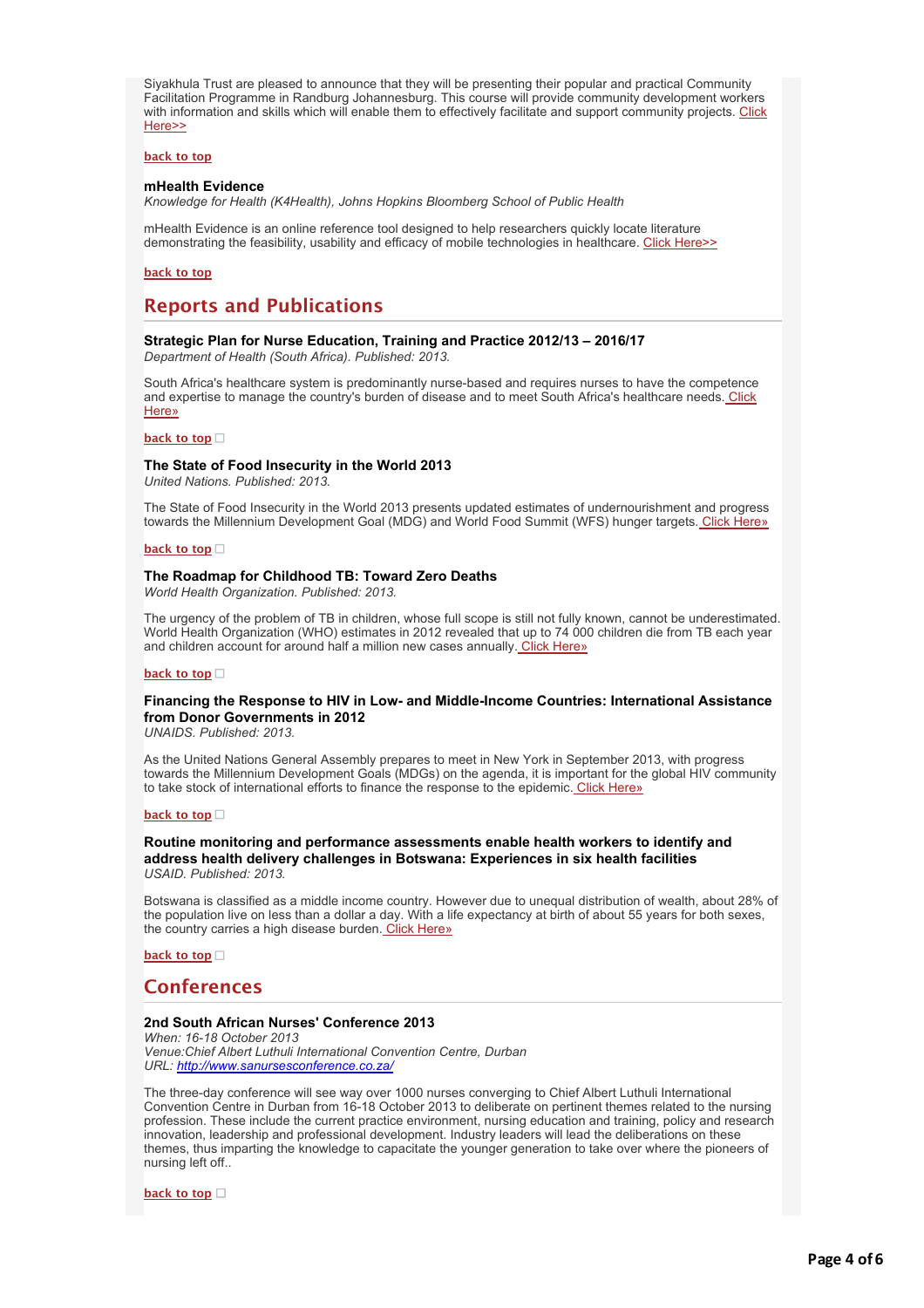Siyakhula Trust are pleased to announce that they will be presenting their popular and practical Community Facilitation Programme in Randburg Johannesburg. This course will provide community development workers with information and skills which will enable them to effectively facilitate and support community projects. Click Here>>

**back to top**

**mHealth Evidence**
*Knowledge for Health (K4Health), Johns Hopkins Bloomberg School of Public Health*

mHealth Evidence is an online reference tool designed to help researchers quickly locate literature demonstrating the feasibility, usability and efficacy of mobile technologies in healthcare. Click Here>>

**back to top**

## Reports and Publications

**Strategic Plan for Nurse Education, Training and Practice 2012/13 – 2016/17**
*Department of Health (South Africa). Published: 2013.*

South Africa's healthcare system is predominantly nurse-based and requires nurses to have the competence and expertise to manage the country's burden of disease and to meet South Africa's healthcare needs. Click Here»

**back to top**

**The State of Food Insecurity in the World 2013**
*United Nations. Published: 2013.*

The State of Food Insecurity in the World 2013 presents updated estimates of undernourishment and progress towards the Millennium Development Goal (MDG) and World Food Summit (WFS) hunger targets. Click Here»

**back to top**

**The Roadmap for Childhood TB: Toward Zero Deaths**
*World Health Organization. Published: 2013.*

The urgency of the problem of TB in children, whose full scope is still not fully known, cannot be underestimated. World Health Organization (WHO) estimates in 2012 revealed that up to 74 000 children die from TB each year and children account for around half a million new cases annually. Click Here»

**back to top**

**Financing the Response to HIV in Low- and Middle-Income Countries: International Assistance from Donor Governments in 2012**
*UNAIDS. Published: 2013.*

As the United Nations General Assembly prepares to meet in New York in September 2013, with progress towards the Millennium Development Goals (MDGs) on the agenda, it is important for the global HIV community to take stock of international efforts to finance the response to the epidemic. Click Here»

**back to top**

**Routine monitoring and performance assessments enable health workers to identify and address health delivery challenges in Botswana: Experiences in six health facilities**
*USAID. Published: 2013.*

Botswana is classified as a middle income country. However due to unequal distribution of wealth, about 28% of the population live on less than a dollar a day. With a life expectancy at birth of about 55 years for both sexes, the country carries a high disease burden. Click Here»

**back to top**

## Conferences

**2nd South African Nurses' Conference 2013**
*When: 16-18 October 2013*
*Venue:Chief Albert Luthuli International Convention Centre, Durban*
*URL: http://www.sanursesconference.co.za/*

The three-day conference will see way over 1000 nurses converging to Chief Albert Luthuli International Convention Centre in Durban from 16-18 October 2013 to deliberate on pertinent themes related to the nursing profession. These include the current practice environment, nursing education and training, policy and research innovation, leadership and professional development. Industry leaders will lead the deliberations on these themes, thus imparting the knowledge to capacitate the younger generation to take over where the pioneers of nursing left off..

**back to top**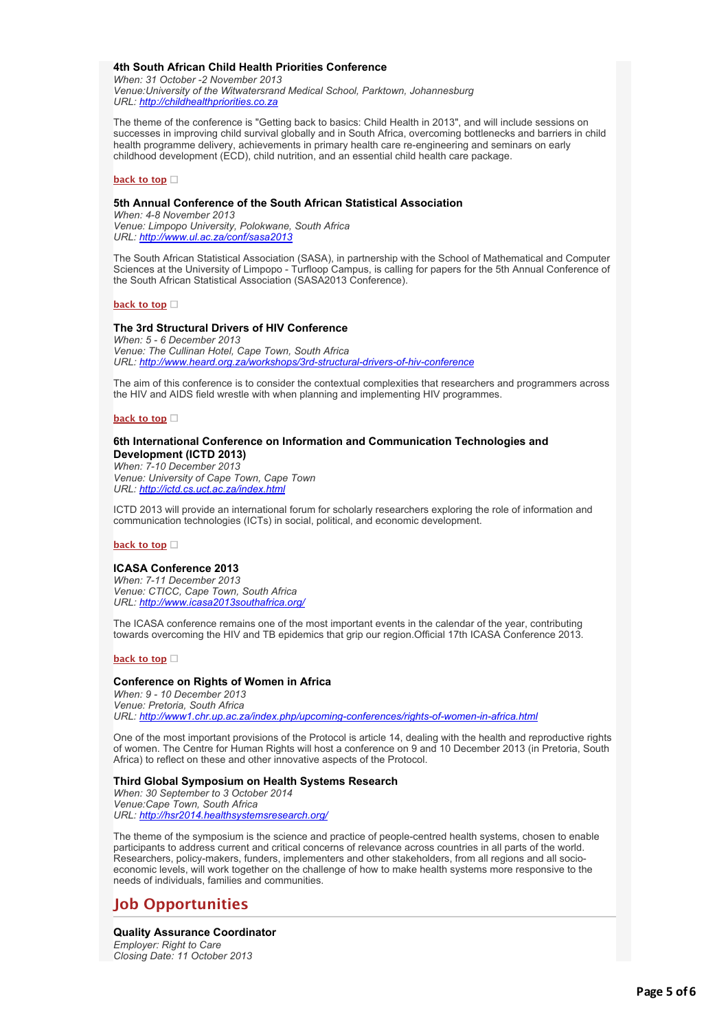### 4th South African Child Health Priorities Conference

*When: 31 October -2 November 2013*
*Venue:University of the Witwatersrand Medical School, Parktown, Johannesburg*
*URL: http://childhealthpriorities.co.za*

The theme of the conference is "Getting back to basics: Child Health in 2013", and will include sessions on successes in improving child survival globally and in South Africa, overcoming bottlenecks and barriers in child health programme delivery, achievements in primary health care re-engineering and seminars on early childhood development (ECD), child nutrition, and an essential child health care package.

**back to top**

### 5th Annual Conference of the South African Statistical Association

*When: 4-8 November 2013*
*Venue: Limpopo University, Polokwane, South Africa*
*URL: http://www.ul.ac.za/conf/sasa2013*

The South African Statistical Association (SASA), in partnership with the School of Mathematical and Computer Sciences at the University of Limpopo - Turfloop Campus, is calling for papers for the 5th Annual Conference of the South African Statistical Association (SASA2013 Conference).

**back to top**

### The 3rd Structural Drivers of HIV Conference

*When: 5 - 6 December 2013*
*Venue: The Cullinan Hotel, Cape Town, South Africa*
*URL: http://www.heard.org.za/workshops/3rd-structural-drivers-of-hiv-conference*

The aim of this conference is to consider the contextual complexities that researchers and programmers across the HIV and AIDS field wrestle with when planning and implementing HIV programmes.

**back to top**

### 6th International Conference on Information and Communication Technologies and Development (ICTD 2013)

*When: 7-10 December 2013*
*Venue: University of Cape Town, Cape Town*
*URL: http://ictd.cs.uct.ac.za/index.html*

ICTD 2013 will provide an international forum for scholarly researchers exploring the role of information and communication technologies (ICTs) in social, political, and economic development.

**back to top**

### ICASA Conference 2013

*When: 7-11 December 2013*
*Venue: CTICC, Cape Town, South Africa*
*URL: http://www.icasa2013southafrica.org/*

The ICASA conference remains one of the most important events in the calendar of the year, contributing towards overcoming the HIV and TB epidemics that grip our region.Official 17th ICASA Conference 2013.

**back to top**

### Conference on Rights of Women in Africa

*When: 9 - 10 December 2013*
*Venue: Pretoria, South Africa*
*URL: http://www1.chr.up.ac.za/index.php/upcoming-conferences/rights-of-women-in-africa.html*

One of the most important provisions of the Protocol is article 14, dealing with the health and reproductive rights of women. The Centre for Human Rights will host a conference on 9 and 10 December 2013 (in Pretoria, South Africa) to reflect on these and other innovative aspects of the Protocol.

### Third Global Symposium on Health Systems Research

*When: 30 September to 3 October 2014*
*Venue:Cape Town, South Africa*
*URL: http://hsr2014.healthsystemsresearch.org/*

The theme of the symposium is the science and practice of people-centred health systems, chosen to enable participants to address current and critical concerns of relevance across countries in all parts of the world. Researchers, policy-makers, funders, implementers and other stakeholders, from all regions and all socio-economic levels, will work together on the challenge of how to make health systems more responsive to the needs of individuals, families and communities.

## Job Opportunities

### Quality Assurance Coordinator

*Employer: Right to Care*
*Closing Date: 11 October 2013*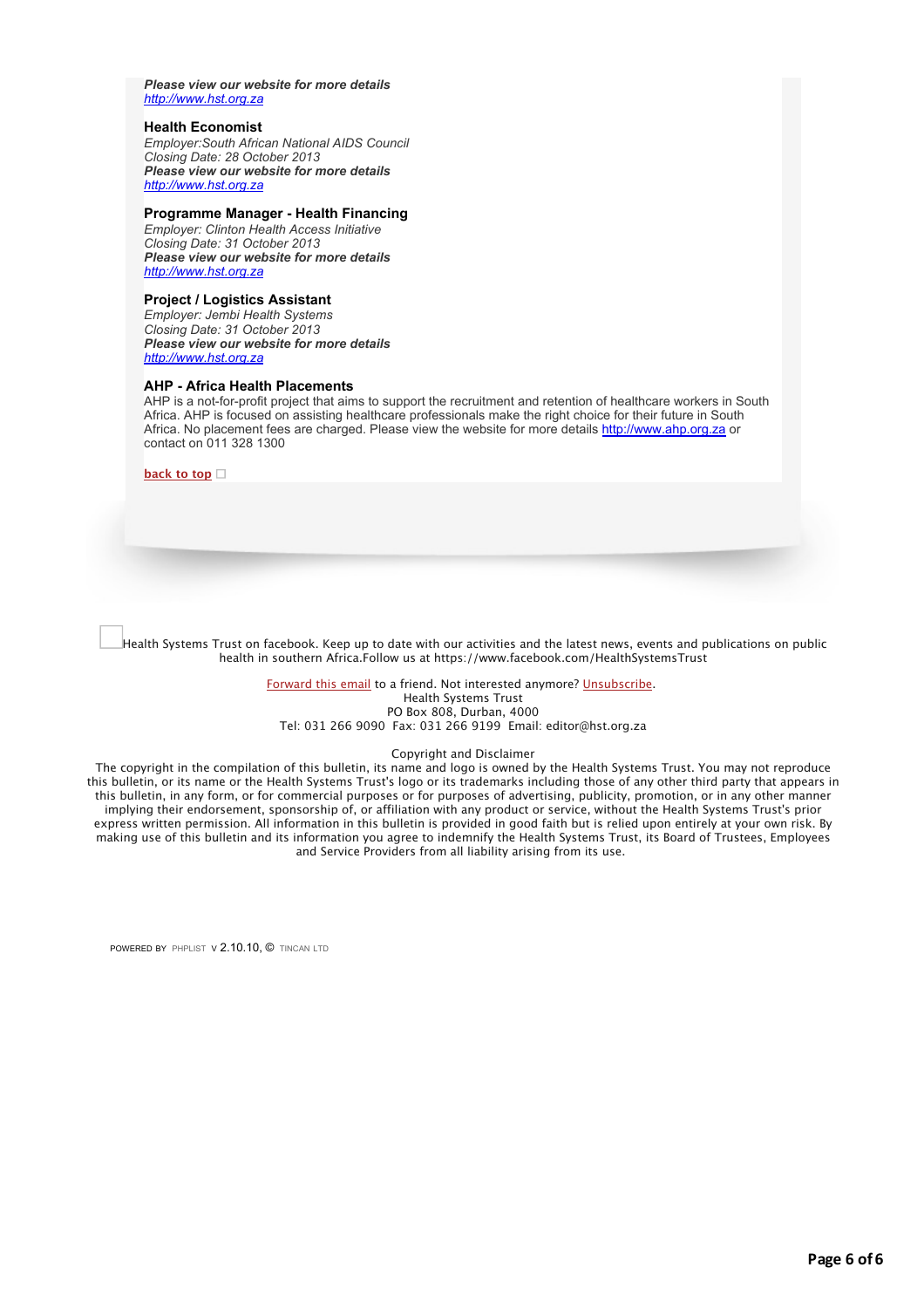***Please view our website for more details***
*http://www.hst.org.za*

### Health Economist

*Employer:South African National AIDS Council*
*Closing Date: 28 October 2013*
***Please view our website for more details***
*http://www.hst.org.za*

### Programme Manager - Health Financing

*Employer: Clinton Health Access Initiative*
*Closing Date: 31 October 2013*
***Please view our website for more details***
*http://www.hst.org.za*

### Project / Logistics Assistant

*Employer: Jembi Health Systems*
*Closing Date: 31 October 2013*
***Please view our website for more details***
*http://www.hst.org.za*

### AHP - Africa Health Placements

AHP is a not-for-profit project that aims to support the recruitment and retention of healthcare workers in South Africa. AHP is focused on assisting healthcare professionals make the right choice for their future in South Africa. No placement fees are charged. Please view the website for more details http://www.ahp.org.za or contact on 011 328 1300

**back to top**

Health Systems Trust on facebook. Keep up to date with our activities and the latest news, events and publications on public health in southern Africa.Follow us at https://www.facebook.com/HealthSystemsTrust

Forward this email to a friend. Not interested anymore? Unsubscribe.
Health Systems Trust
PO Box 808, Durban, 4000
Tel: 031 266 9090 Fax: 031 266 9199 Email: editor@hst.org.za

Copyright and Disclaimer
The copyright in the compilation of this bulletin, its name and logo is owned by the Health Systems Trust. You may not reproduce this bulletin, or its name or the Health Systems Trust's logo or its trademarks including those of any other third party that appears in this bulletin, in any form, or for commercial purposes or for purposes of advertising, publicity, promotion, or in any other manner implying their endorsement, sponsorship of, or affiliation with any product or service, without the Health Systems Trust's prior express written permission. All information in this bulletin is provided in good faith but is relied upon entirely at your own risk. By making use of this bulletin and its information you agree to indemnify the Health Systems Trust, its Board of Trustees, Employees and Service Providers from all liability arising from its use.

POWERED BY PHPLIST V 2.10.10, © TINCAN LTD